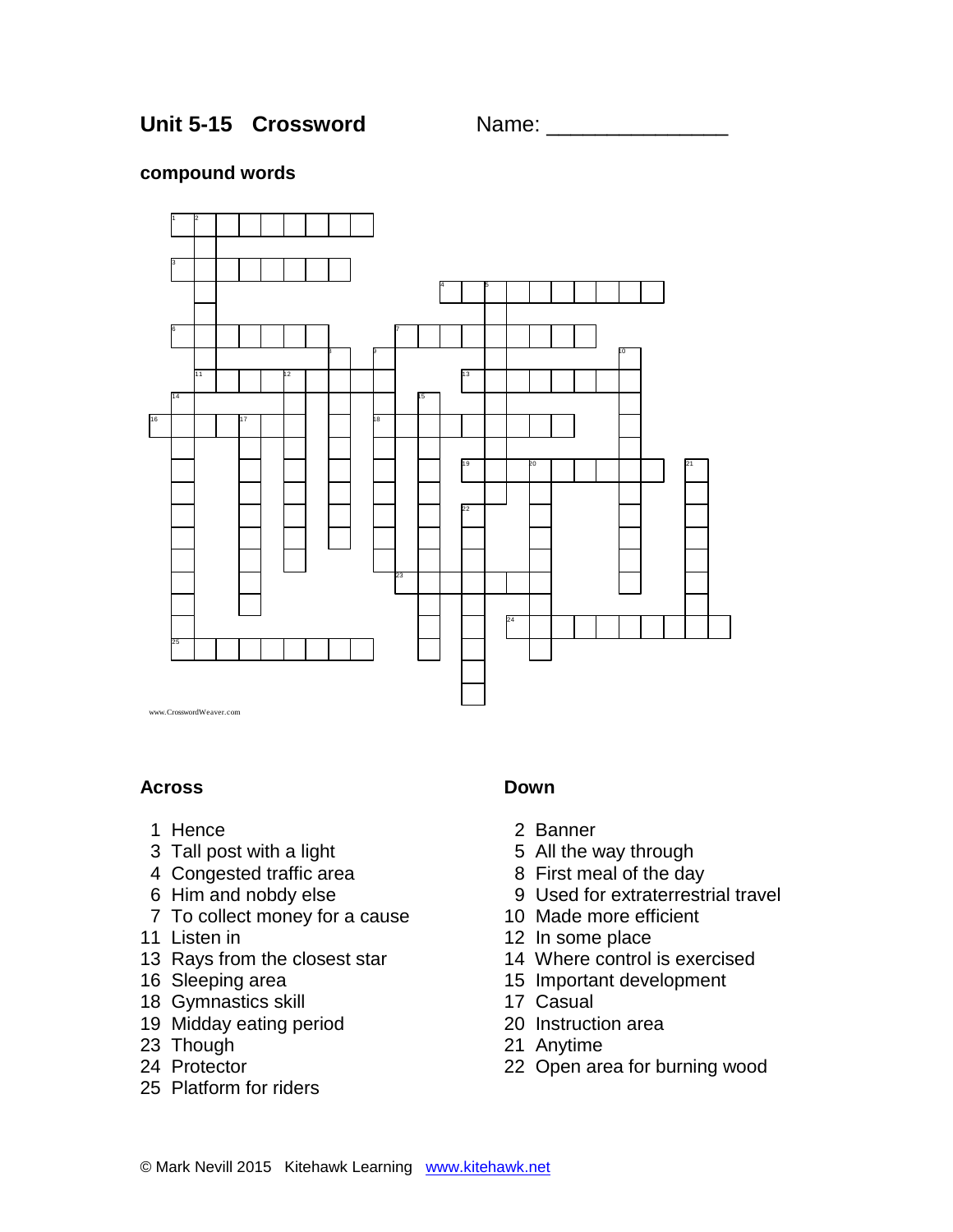# Unit 5-15 Crossword

Name: _______________

**compound words**

www.CrosswordWeaver.com

## Across

1 Hence
3 Tall post with a light
4 Congested traffic area
6 Him and nobdy else
7 To collect money for a cause
11 Listen in
13 Rays from the closest star
16 Sleeping area
18 Gymnastics skill
19 Midday eating period
23 Though
24 Protector
25 Platform for riders

## Down

2 Banner
5 All the way through
8 First meal of the day
9 Used for extraterrestrial travel
10 Made more efficient
12 In some place
14 Where control is exercised
15 Important development
17 Casual
20 Instruction area
21 Anytime
22 Open area for burning wood

© Mark Nevill 2015 Kitehawk Learning www.kitehawk.net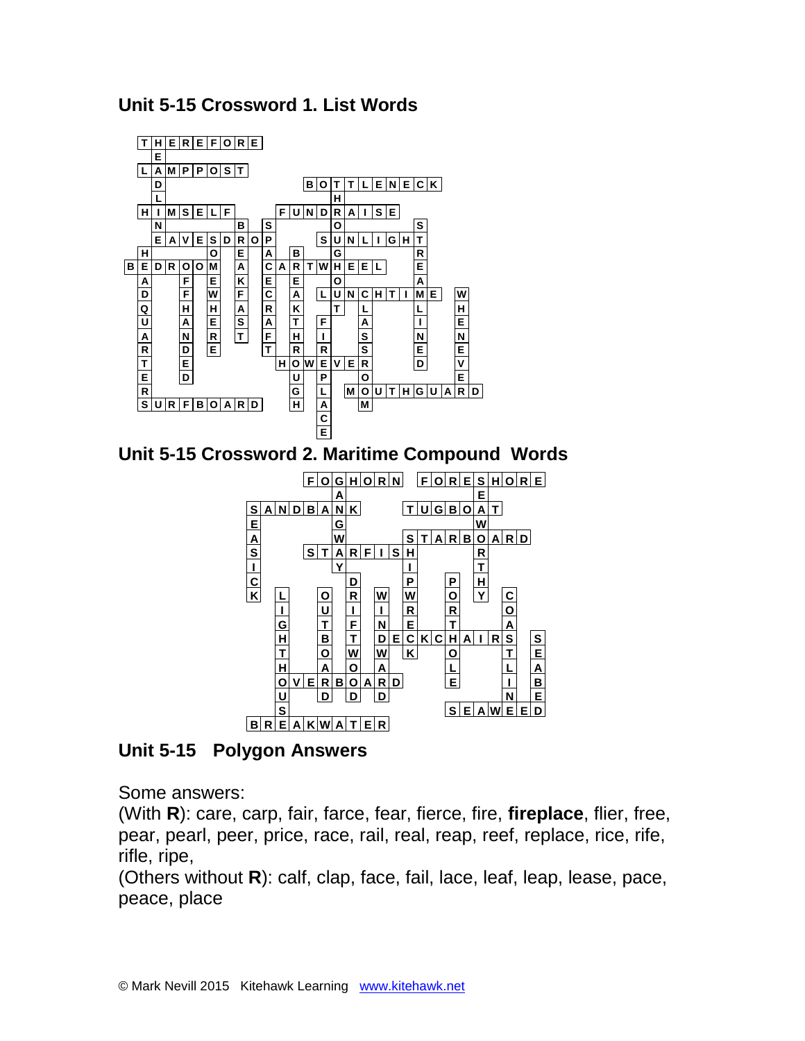## Unit 5-15 Crossword 1. List Words

Answers in the grid:

- THEREFORE
- HEADLINE
- LAMPPOST
- BOTTLENECK
- HIMSELF
- FUNDRAISE
- EAVESDROP
- SUNLIGHT
- BEDROOM
- CARTWHEEL
- LUNCHTIME
- HOWEVER
- MOUTHGUARD
- SURFBOARD
- HEADQUARTERS
- OFFHANDED
- SOMEWHERE
- BREAKFAST
- SPACECRAFT
- BREAKTHROUGH
- THROUGHOUT
- STREAMLINED
- WHENEVER
- FIREPLACE
- CLASSROOM

## Unit 5-15 Crossword 2. Maritime Compound Words

Answers in the grid:

- FOGHORN
- FORESHORE
- SANDBANK
- TUGBOAT
- STARBOARD
- STARFISH
- GANGWAY
- SEAWORTHY
- SEASICK
- SHIPWRECK
- DRIFTWOOD
- WINDWARD
- OUTBOARD
- LIGHTHOUSE
- PORTHOLE
- COASTLINE
- SEABED
- DECKCHAIRS
- OVERBOARD
- SEAWEED
- BREAKWATER

## Unit 5-15 Polygon Answers

Some answers:

(With **R**): care, carp, fair, farce, fear, fierce, fire, **fireplace**, flier, free, pear, pearl, peer, price, race, rail, real, reap, reef, replace, rice, rife, rifle, ripe,

(Others without **R**): calf, clap, face, fail, lace, leaf, leap, lease, pace, peace, place

© Mark Nevill 2015 Kitehawk Learning www.kitehawk.net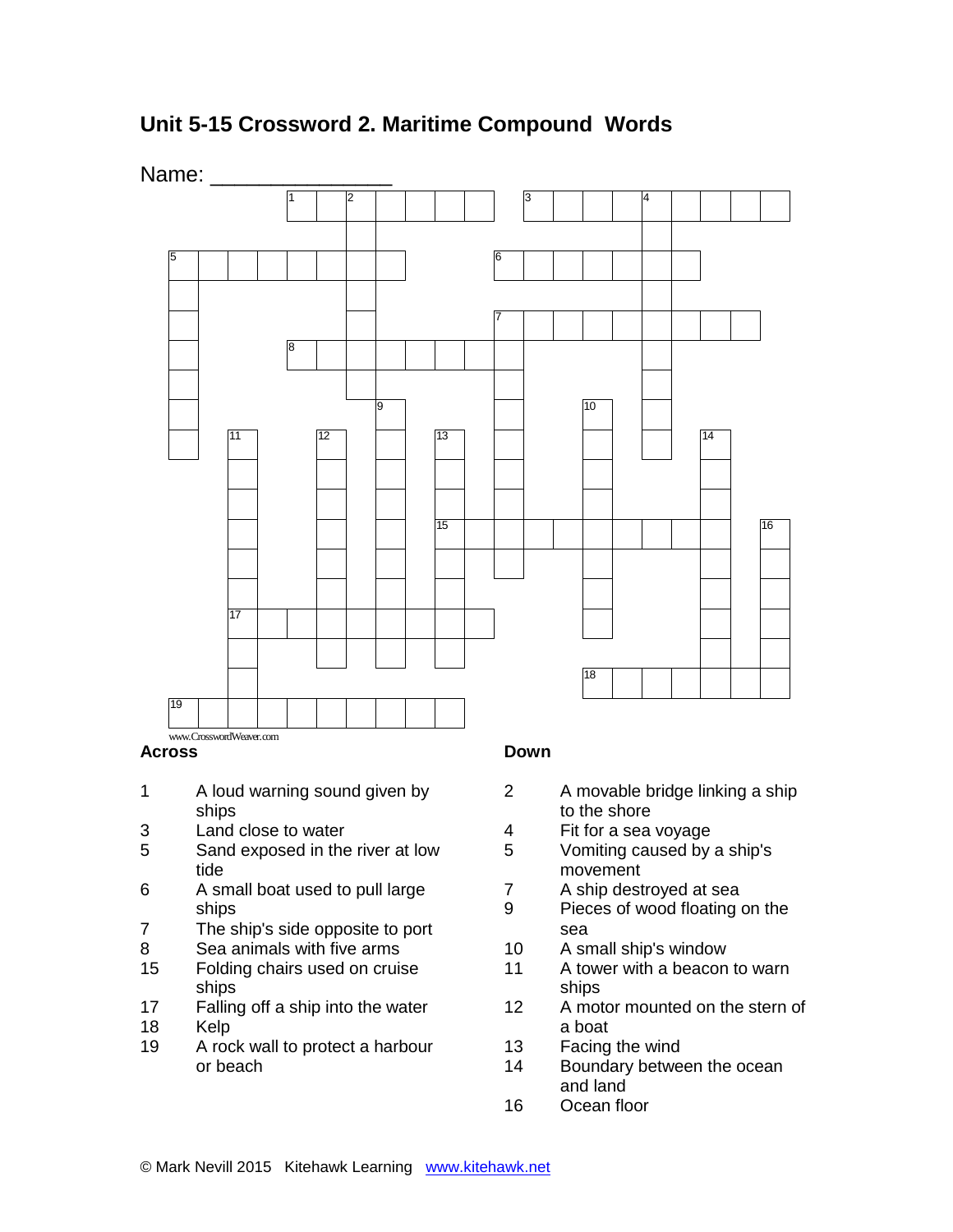# Unit 5-15 Crossword 2. Maritime Compound Words

Name: _______________

www.CrosswordWeaver.com

## Across

1 A loud warning sound given by ships
3 Land close to water
5 Sand exposed in the river at low tide
6 A small boat used to pull large ships
7 The ship's side opposite to port
8 Sea animals with five arms
15 Folding chairs used on cruise ships
17 Falling off a ship into the water
18 Kelp
19 A rock wall to protect a harbour or beach

## Down

2 A movable bridge linking a ship to the shore
4 Fit for a sea voyage
5 Vomiting caused by a ship's movement
7 A ship destroyed at sea
9 Pieces of wood floating on the sea
10 A small ship's window
11 A tower with a beacon to warn ships
12 A motor mounted on the stern of a boat
13 Facing the wind
14 Boundary between the ocean and land
16 Ocean floor

© Mark Nevill 2015 Kitehawk Learning www.kitehawk.net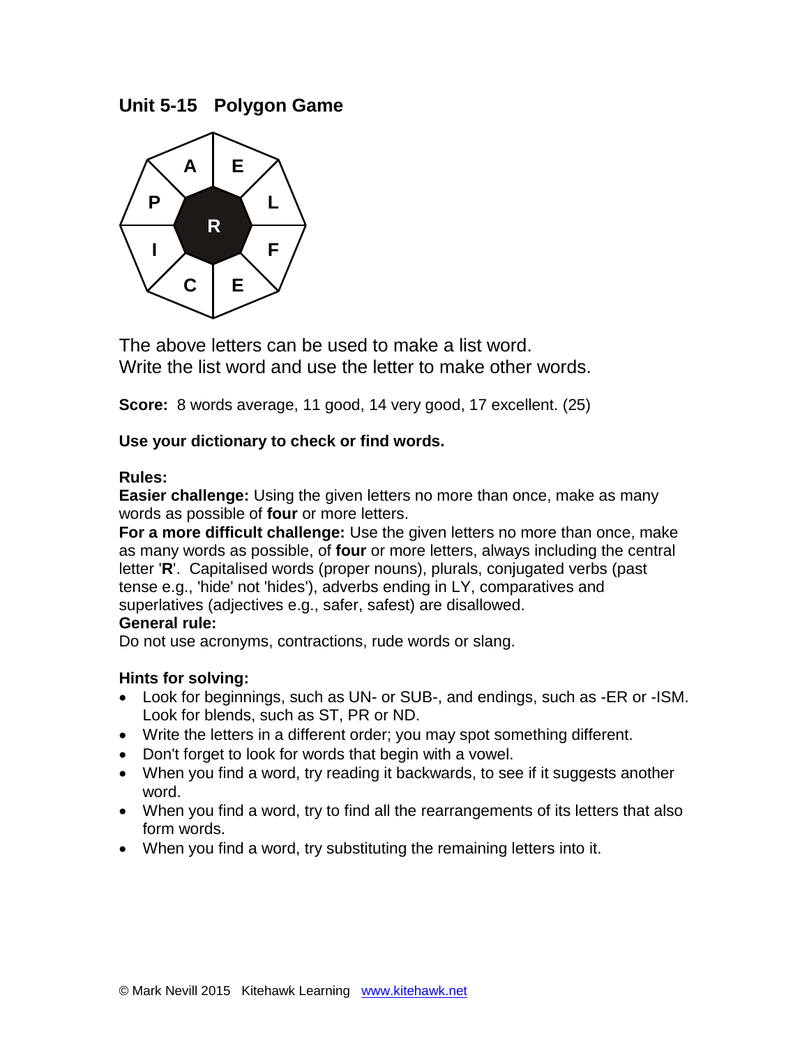## Unit 5-15 Polygon Game

A E
P L
R
I F
C E

The above letters can be used to make a list word.
Write the list word and use the letter to make other words.

**Score:** 8 words average, 11 good, 14 very good, 17 excellent. (25)

**Use your dictionary to check or find words.**

**Rules:**
**Easier challenge:** Using the given letters no more than once, make as many words as possible of **four** or more letters.
**For a more difficult challenge:** Use the given letters no more than once, make as many words as possible, of **four** or more letters, always including the central letter '**R**'. Capitalised words (proper nouns), plurals, conjugated verbs (past tense e.g., 'hide' not 'hides'), adverbs ending in LY, comparatives and superlatives (adjectives e.g., safer, safest) are disallowed.
**General rule:**
Do not use acronyms, contractions, rude words or slang.

**Hints for solving:**

- Look for beginnings, such as UN- or SUB-, and endings, such as -ER or -ISM. Look for blends, such as ST, PR or ND.
- Write the letters in a different order; you may spot something different.
- Don't forget to look for words that begin with a vowel.
- When you find a word, try reading it backwards, to see if it suggests another word.
- When you find a word, try to find all the rearrangements of its letters that also form words.
- When you find a word, try substituting the remaining letters into it.

© Mark Nevill 2015 Kitehawk Learning www.kitehawk.net